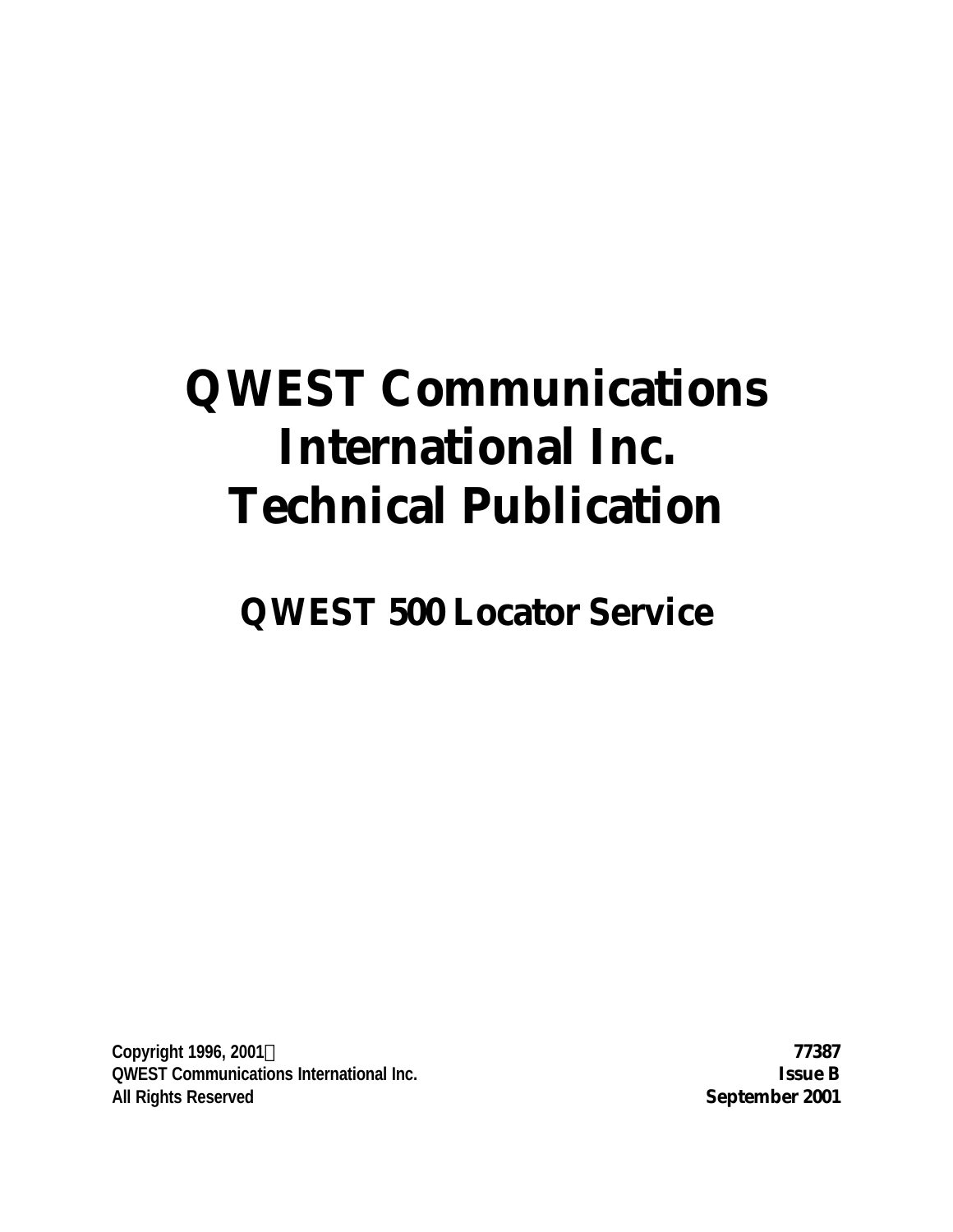# QWEST Communications International Inc. Technical Publication

## QWEST 500 Locator Service

Copyright 1996, 2001©
QWEST Communications International Inc.
All Rights Reserved

77387
Issue B
September 2001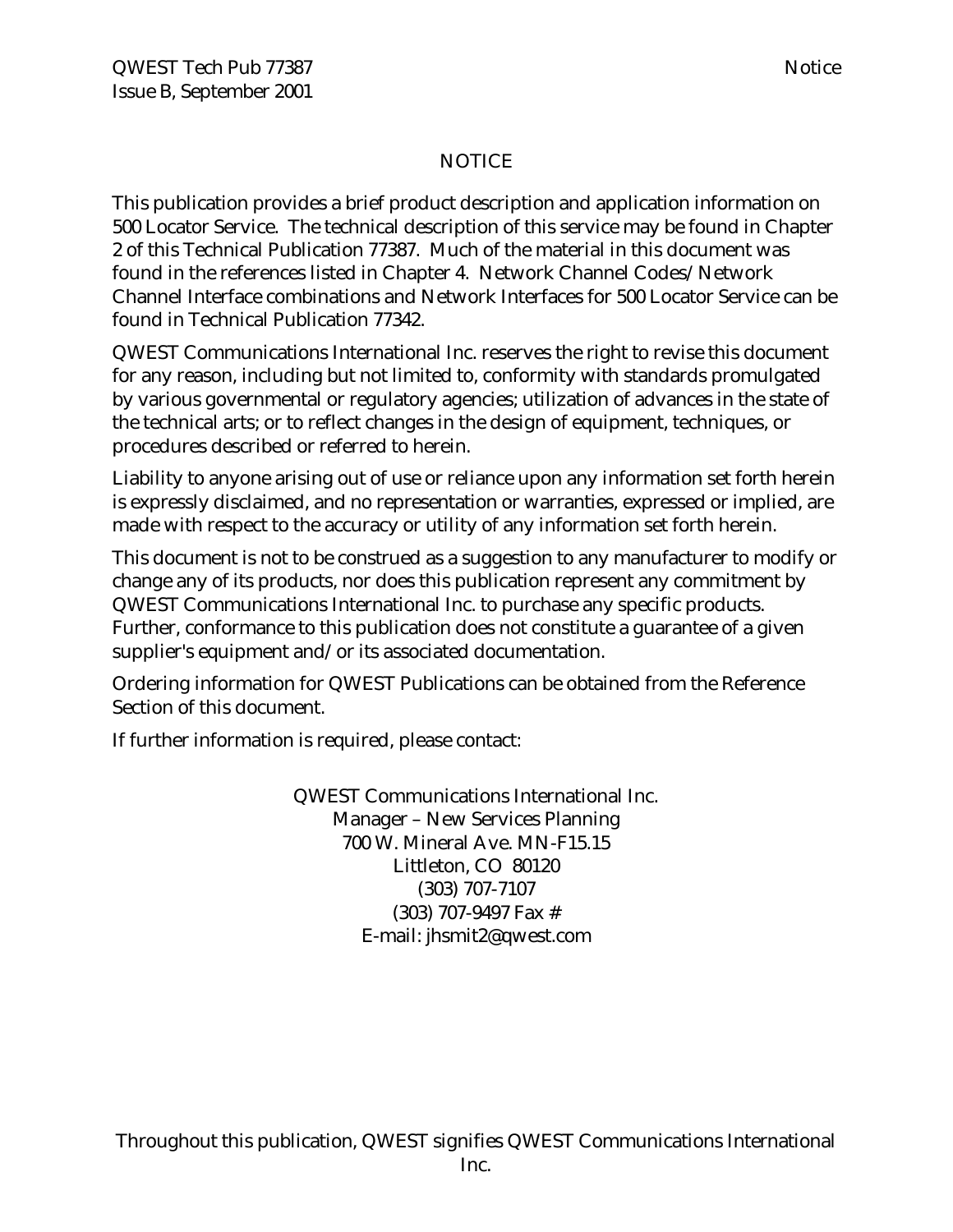# NOTICE

This publication provides a brief product description and application information on 500 Locator Service. The technical description of this service may be found in Chapter 2 of this Technical Publication 77387. Much of the material in this document was found in the references listed in Chapter 4. Network Channel Codes/Network Channel Interface combinations and Network Interfaces for 500 Locator Service can be found in Technical Publication 77342.

QWEST Communications International Inc. reserves the right to revise this document for any reason, including but not limited to, conformity with standards promulgated by various governmental or regulatory agencies; utilization of advances in the state of the technical arts; or to reflect changes in the design of equipment, techniques, or procedures described or referred to herein.

Liability to anyone arising out of use or reliance upon any information set forth herein is expressly disclaimed, and no representation or warranties, expressed or implied, are made with respect to the accuracy or utility of any information set forth herein.

This document is not to be construed as a suggestion to any manufacturer to modify or change any of its products, nor does this publication represent any commitment by QWEST Communications International Inc. to purchase any specific products. Further, conformance to this publication does not constitute a guarantee of a given supplier's equipment and/or its associated documentation.

Ordering information for QWEST Publications can be obtained from the Reference Section of this document.

If further information is required, please contact:

QWEST Communications International Inc.
Manager – New Services Planning
700 W. Mineral Ave. MN-F15.15
Littleton, CO 80120
(303) 707-7107
(303) 707-9497 Fax #
E-mail: jhsmit2@qwest.com

Throughout this publication, QWEST signifies QWEST Communications International Inc.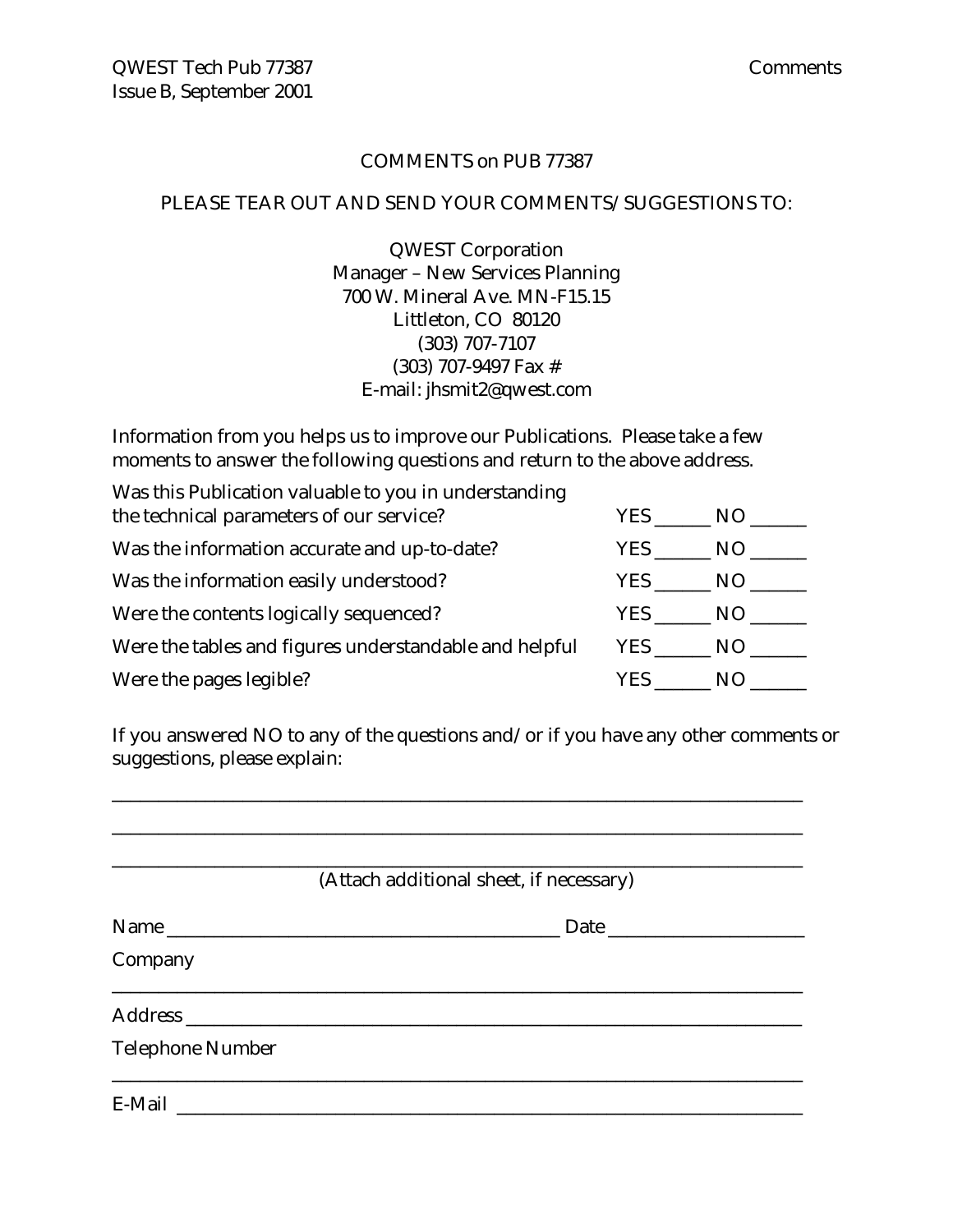## COMMENTS on PUB 77387

PLEASE TEAR OUT AND SEND YOUR COMMENTS/SUGGESTIONS TO:

QWEST Corporation
Manager – New Services Planning
700 W. Mineral Ave. MN-F15.15
Littleton, CO 80120
(303) 707-7107
(303) 707-9497 Fax #
E-mail: jhsmit2@qwest.com

Information from you helps us to improve our Publications. Please take a few moments to answer the following questions and return to the above address.

| | |
|---|---|
| Was this Publication valuable to you in understanding the technical parameters of our service? | YES ______ NO ______ |
| Was the information accurate and up-to-date? | YES ______ NO ______ |
| Was the information easily understood? | YES ______ NO ______ |
| Were the contents logically sequenced? | YES ______ NO ______ |
| Were the tables and figures understandable and helpful | YES ______ NO ______ |
| Were the pages legible? | YES ______ NO ______ |

If you answered NO to any of the questions and/or if you have any other comments or suggestions, please explain:

_______________________________________________________________________________

_______________________________________________________________________________

_______________________________________________________________________________

(Attach additional sheet, if necessary)

Name _____________________________________________ Date ______________________

Company

_______________________________________________________________________________

Address ___________________________________________________________________

Telephone Number

_______________________________________________________________________________

E-Mail ____________________________________________________________________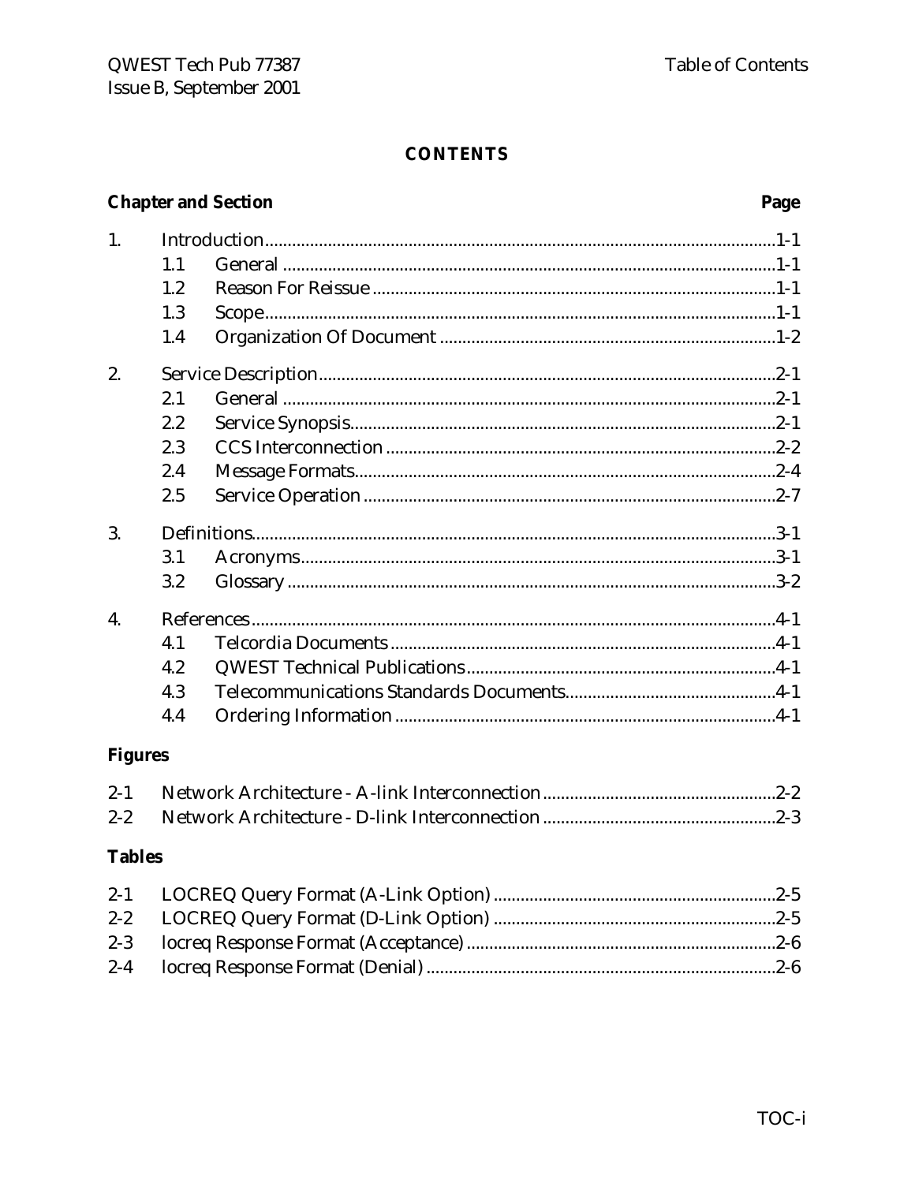# CONTENTS

| Chapter and Section | | | Page |
|---|---|---|---|
| 1. | | Introduction | 1-1 |
| | 1.1 | General | 1-1 |
| | 1.2 | Reason For Reissue | 1-1 |
| | 1.3 | Scope | 1-1 |
| | 1.4 | Organization Of Document | 1-2 |
| 2. | | Service Description | 2-1 |
| | 2.1 | General | 2-1 |
| | 2.2 | Service Synopsis | 2-1 |
| | 2.3 | CCS Interconnection | 2-2 |
| | 2.4 | Message Formats | 2-4 |
| | 2.5 | Service Operation | 2-7 |
| 3. | | Definitions | 3-1 |
| | 3.1 | Acronyms | 3-1 |
| | 3.2 | Glossary | 3-2 |
| 4. | | References | 4-1 |
| | 4.1 | Telcordia Documents | 4-1 |
| | 4.2 | QWEST Technical Publications | 4-1 |
| | 4.3 | Telecommunications Standards Documents | 4-1 |
| | 4.4 | Ordering Information | 4-1 |

**Figures**

| | | |
|---|---|---|
| 2-1 | Network Architecture - A-link Interconnection | 2-2 |
| 2-2 | Network Architecture - D-link Interconnection | 2-3 |

**Tables**

| | | |
|---|---|---|
| 2-1 | LOCREQ Query Format (A-Link Option) | 2-5 |
| 2-2 | LOCREQ Query Format (D-Link Option) | 2-5 |
| 2-3 | locreq Response Format (Acceptance) | 2-6 |
| 2-4 | locreq Response Format (Denial) | 2-6 |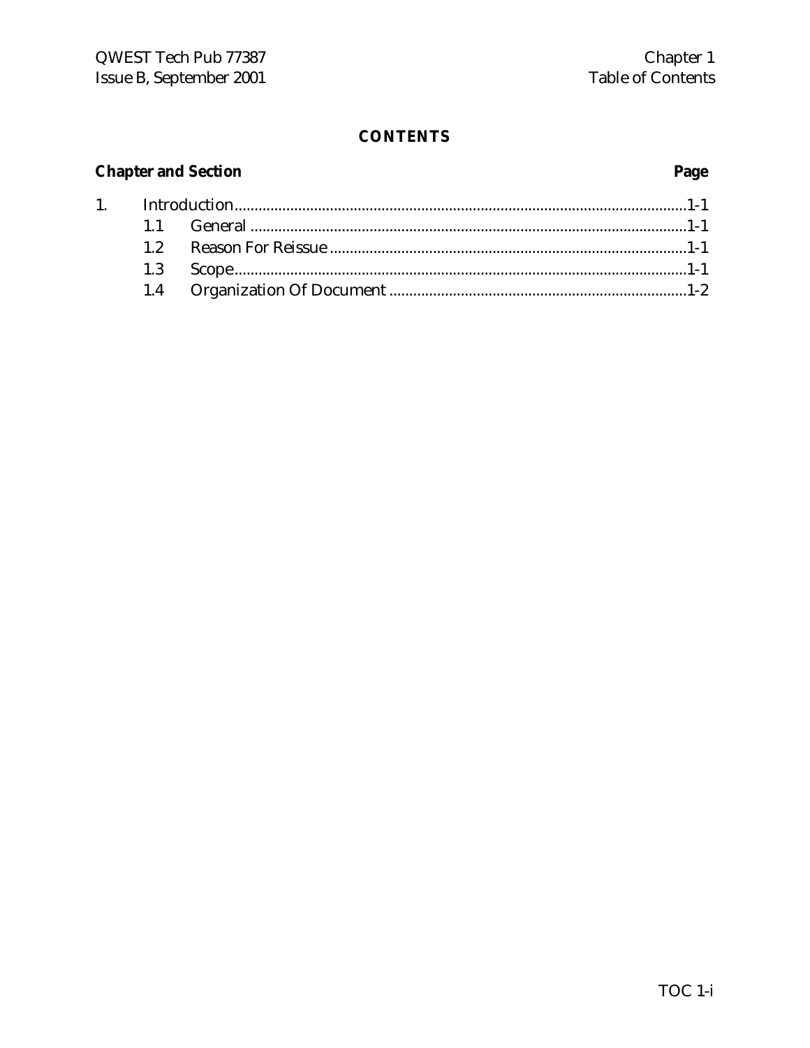# CONTENTS

| Chapter and Section | | Page |
|---|---|---|
| 1. | Introduction | 1-1 |
| | 1.1 General | 1-1 |
| | 1.2 Reason For Reissue | 1-1 |
| | 1.3 Scope | 1-1 |
| | 1.4 Organization Of Document | 1-2 |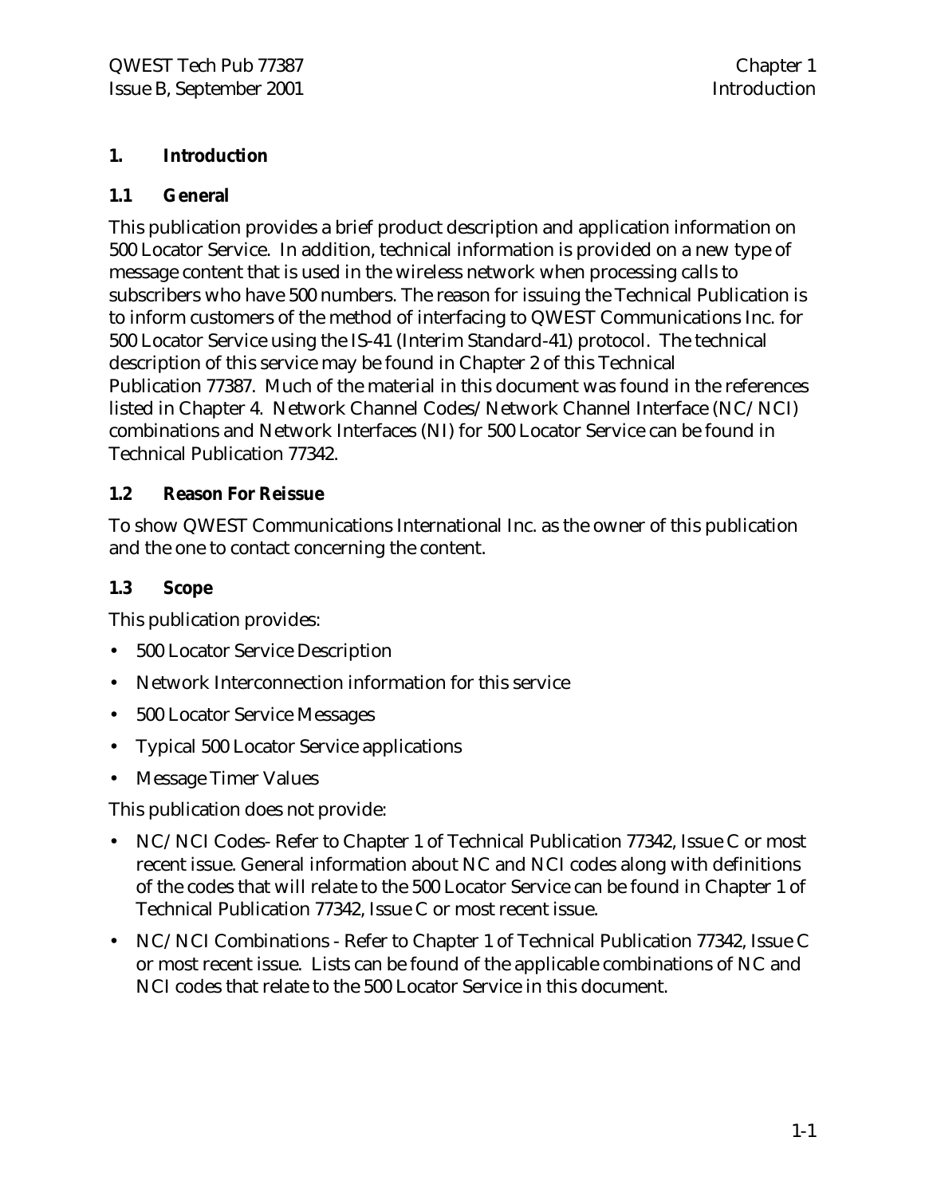# 1. Introduction

## 1.1 General

This publication provides a brief product description and application information on 500 Locator Service. In addition, technical information is provided on a new type of message content that is used in the wireless network when processing calls to subscribers who have 500 numbers. The reason for issuing the Technical Publication is to inform customers of the method of interfacing to QWEST Communications Inc. for 500 Locator Service using the IS-41 (Interim Standard-41) protocol. The technical description of this service may be found in Chapter 2 of this Technical Publication 77387. Much of the material in this document was found in the references listed in Chapter 4. Network Channel Codes/Network Channel Interface (NC/NCI) combinations and Network Interfaces (NI) for 500 Locator Service can be found in Technical Publication 77342.

## 1.2 Reason For Reissue

To show QWEST Communications International Inc. as the owner of this publication and the one to contact concerning the content.

## 1.3 Scope

This publication provides:

- 500 Locator Service Description
- Network Interconnection information for this service
- 500 Locator Service Messages
- Typical 500 Locator Service applications
- Message Timer Values

This publication does not provide:

- NC/NCI Codes- Refer to Chapter 1 of Technical Publication 77342, Issue C or most recent issue. General information about NC and NCI codes along with definitions of the codes that will relate to the 500 Locator Service can be found in Chapter 1 of Technical Publication 77342, Issue C or most recent issue.
- NC/NCI Combinations - Refer to Chapter 1 of Technical Publication 77342, Issue C or most recent issue. Lists can be found of the applicable combinations of NC and NCI codes that relate to the 500 Locator Service in this document.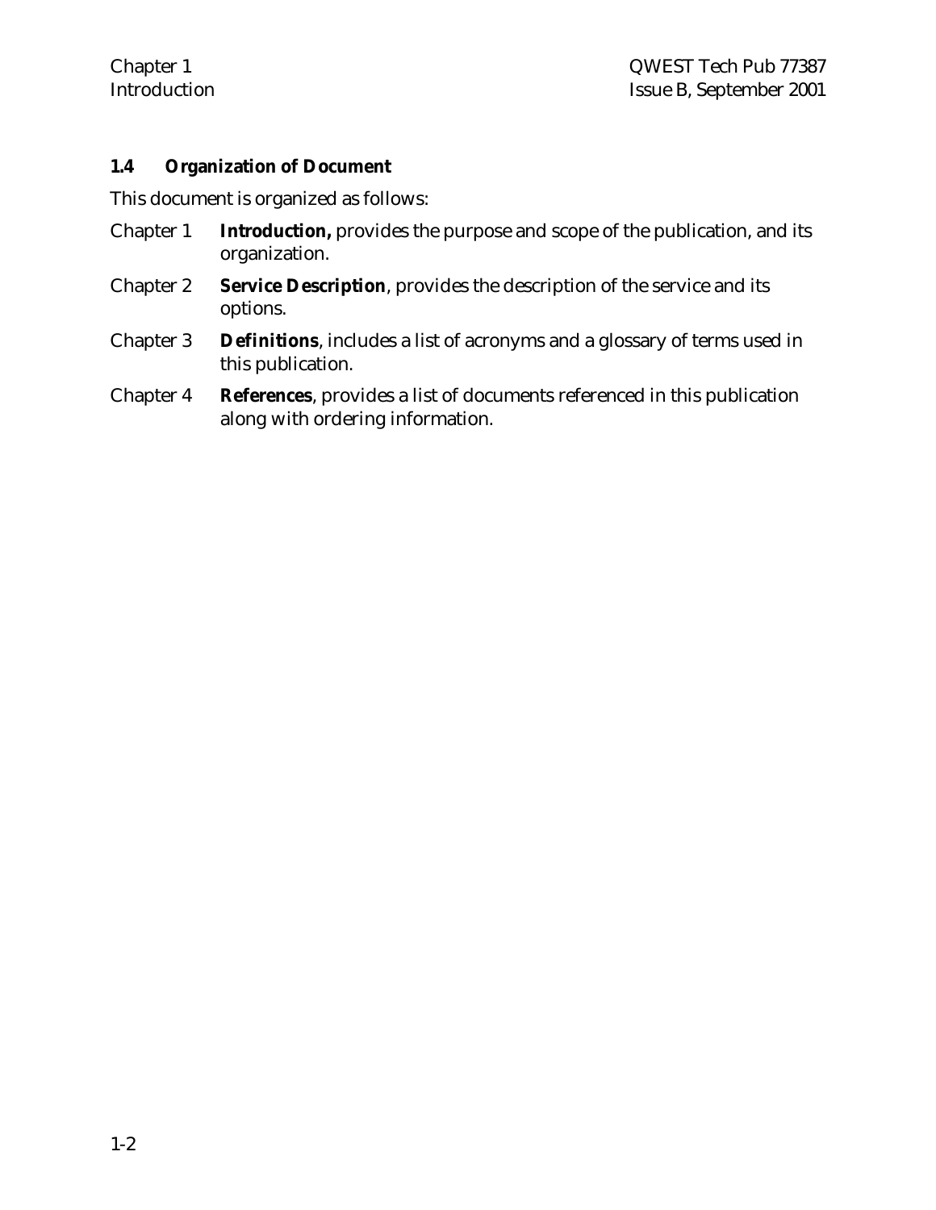### 1.4 Organization of Document

This document is organized as follows:

Chapter 1 **Introduction,** provides the purpose and scope of the publication, and its organization.

Chapter 2 **Service Description**, provides the description of the service and its options.

Chapter 3 **Definitions**, includes a list of acronyms and a glossary of terms used in this publication.

Chapter 4 **References**, provides a list of documents referenced in this publication along with ordering information.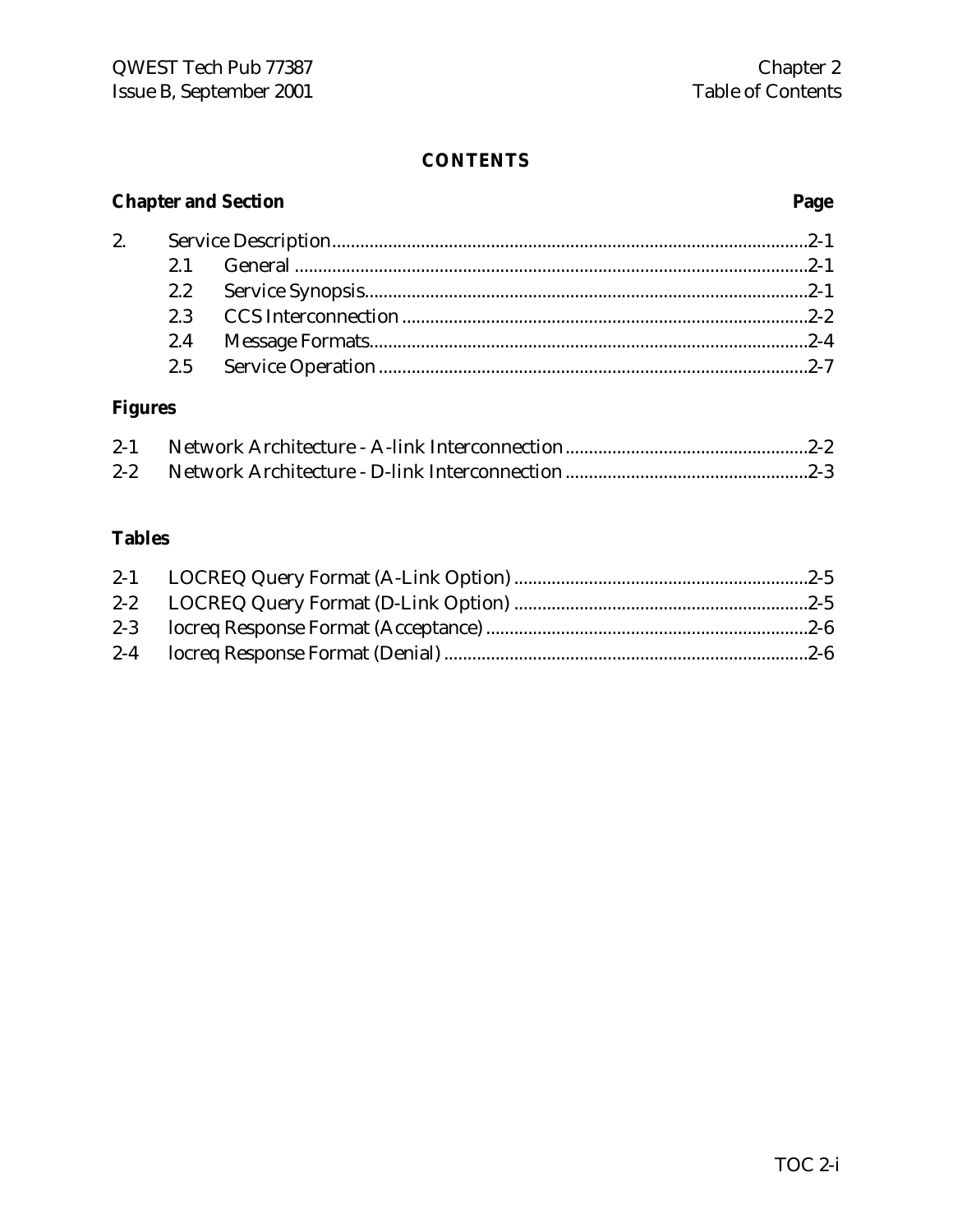# CONTENTS

| Chapter and Section | | | Page |
|---|---|---|---|
| 2. | | Service Description | 2-1 |
| | 2.1 | General | 2-1 |
| | 2.2 | Service Synopsis | 2-1 |
| | 2.3 | CCS Interconnection | 2-2 |
| | 2.4 | Message Formats | 2-4 |
| | 2.5 | Service Operation | 2-7 |

**Figures**

| | | |
|---|---|---|
| 2-1 | Network Architecture - A-link Interconnection | 2-2 |
| 2-2 | Network Architecture - D-link Interconnection | 2-3 |

**Tables**

| | | |
|---|---|---|
| 2-1 | LOCREQ Query Format (A-Link Option) | 2-5 |
| 2-2 | LOCREQ Query Format (D-Link Option) | 2-5 |
| 2-3 | locreq Response Format (Acceptance) | 2-6 |
| 2-4 | locreq Response Format (Denial) | 2-6 |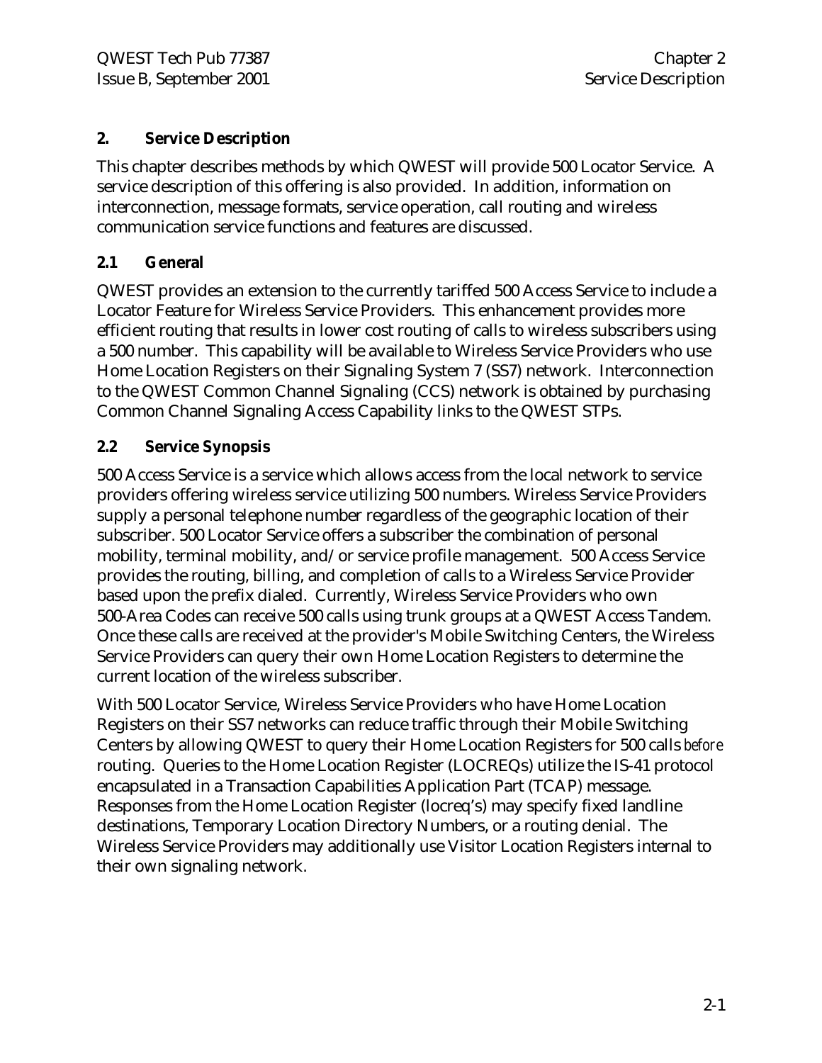## 2. Service Description

This chapter describes methods by which QWEST will provide 500 Locator Service. A service description of this offering is also provided. In addition, information on interconnection, message formats, service operation, call routing and wireless communication service functions and features are discussed.

### 2.1 General

QWEST provides an extension to the currently tariffed 500 Access Service to include a Locator Feature for Wireless Service Providers. This enhancement provides more efficient routing that results in lower cost routing of calls to wireless subscribers using a 500 number. This capability will be available to Wireless Service Providers who use Home Location Registers on their Signaling System 7 (SS7) network. Interconnection to the QWEST Common Channel Signaling (CCS) network is obtained by purchasing Common Channel Signaling Access Capability links to the QWEST STPs.

### 2.2 Service Synopsis

500 Access Service is a service which allows access from the local network to service providers offering wireless service utilizing 500 numbers. Wireless Service Providers supply a personal telephone number regardless of the geographic location of their subscriber. 500 Locator Service offers a subscriber the combination of personal mobility, terminal mobility, and/or service profile management. 500 Access Service provides the routing, billing, and completion of calls to a Wireless Service Provider based upon the prefix dialed. Currently, Wireless Service Providers who own 500-Area Codes can receive 500 calls using trunk groups at a QWEST Access Tandem. Once these calls are received at the provider's Mobile Switching Centers, the Wireless Service Providers can query their own Home Location Registers to determine the current location of the wireless subscriber.

With 500 Locator Service, Wireless Service Providers who have Home Location Registers on their SS7 networks can reduce traffic through their Mobile Switching Centers by allowing QWEST to query their Home Location Registers for 500 calls *before* routing. Queries to the Home Location Register (LOCREQs) utilize the IS-41 protocol encapsulated in a Transaction Capabilities Application Part (TCAP) message. Responses from the Home Location Register (locreq's) may specify fixed landline destinations, Temporary Location Directory Numbers, or a routing denial. The Wireless Service Providers may additionally use Visitor Location Registers internal to their own signaling network.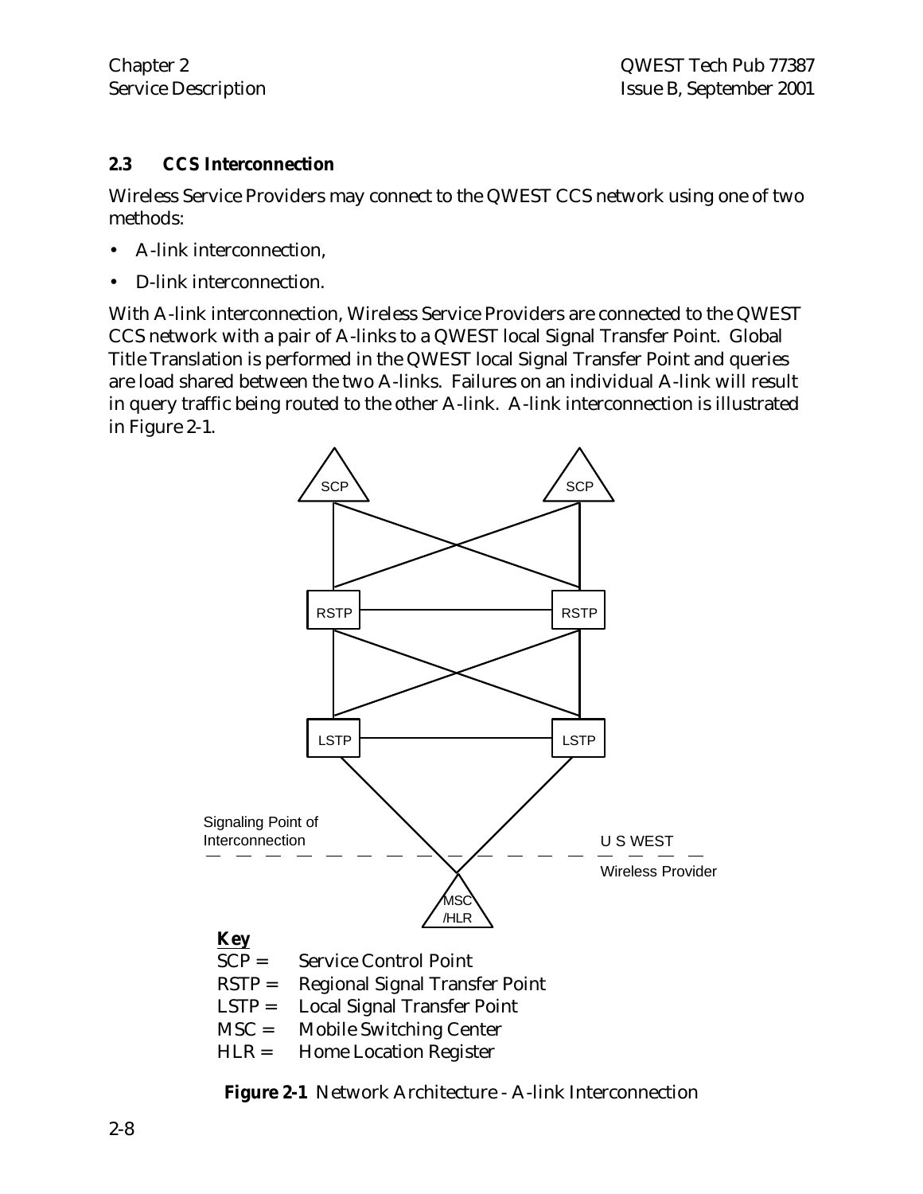### 2.3 CCS Interconnection

Wireless Service Providers may connect to the QWEST CCS network using one of two methods:

- A-link interconnection,
- D-link interconnection.

With A-link interconnection, Wireless Service Providers are connected to the QWEST CCS network with a pair of A-links to a QWEST local Signal Transfer Point. Global Title Translation is performed in the QWEST local Signal Transfer Point and queries are load shared between the two A-links. Failures on an individual A-link will result in query traffic being routed to the other A-link. A-link interconnection is illustrated in Figure 2-1.

SCP SCP

RSTP RSTP

LSTP LSTP

Signaling Point of Interconnection

U S WEST

Wireless Provider

MSC /HLR

**Key**

SCP = Service Control Point
RSTP = Regional Signal Transfer Point
LSTP = Local Signal Transfer Point
MSC = Mobile Switching Center
HLR = Home Location Register

**Figure 2-1** Network Architecture - A-link Interconnection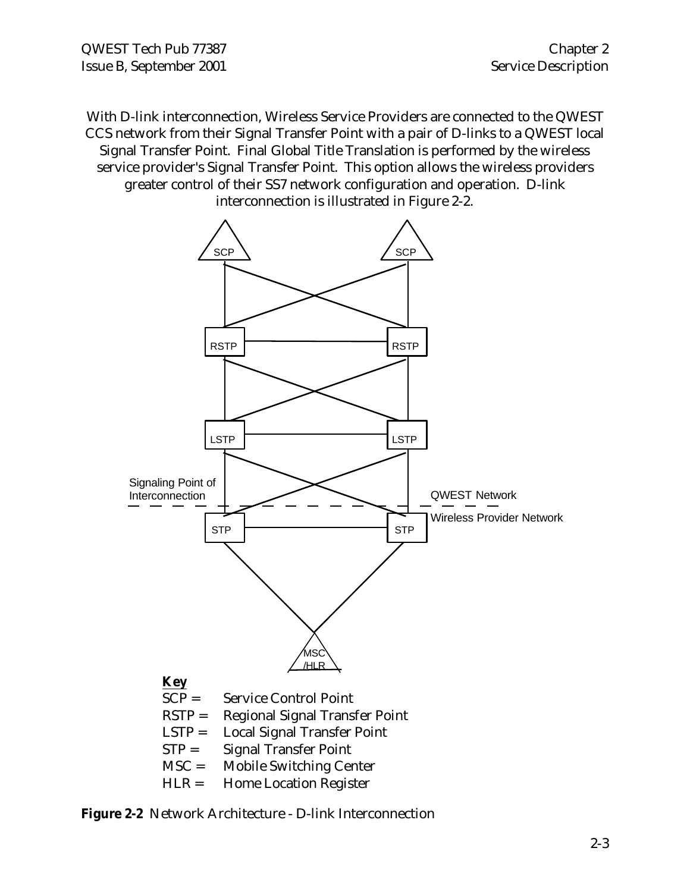With D-link interconnection, Wireless Service Providers are connected to the QWEST CCS network from their Signal Transfer Point with a pair of D-links to a QWEST local Signal Transfer Point. Final Global Title Translation is performed by the wireless service provider's Signal Transfer Point. This option allows the wireless providers greater control of their SS7 network configuration and operation. D-link interconnection is illustrated in Figure 2-2.

SCP SCP

RSTP RSTP

LSTP LSTP

Signaling Point of Interconnection

QWEST Network

Wireless Provider Network

STP STP

MSC /HLR

**Key**

SCP = Service Control Point
RSTP = Regional Signal Transfer Point
LSTP = Local Signal Transfer Point
STP = Signal Transfer Point
MSC = Mobile Switching Center
HLR = Home Location Register

**Figure 2-2** Network Architecture - D-link Interconnection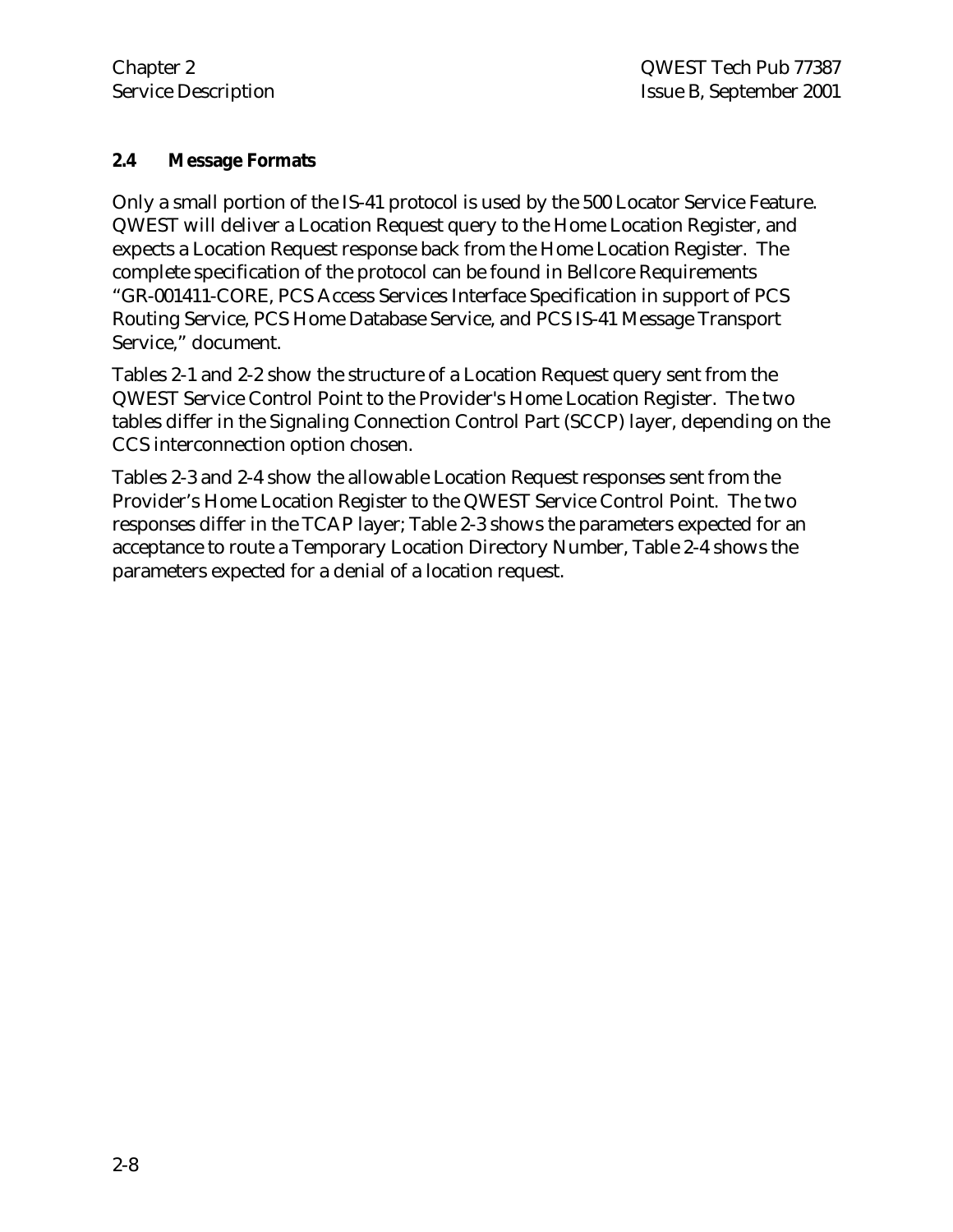### 2.4 Message Formats

Only a small portion of the IS-41 protocol is used by the 500 Locator Service Feature. QWEST will deliver a Location Request query to the Home Location Register, and expects a Location Request response back from the Home Location Register. The complete specification of the protocol can be found in Bellcore Requirements “GR-001411-CORE, PCS Access Services Interface Specification in support of PCS Routing Service, PCS Home Database Service, and PCS IS-41 Message Transport Service,” document.

Tables 2-1 and 2-2 show the structure of a Location Request query sent from the QWEST Service Control Point to the Provider's Home Location Register. The two tables differ in the Signaling Connection Control Part (SCCP) layer, depending on the CCS interconnection option chosen.

Tables 2-3 and 2-4 show the allowable Location Request responses sent from the Provider’s Home Location Register to the QWEST Service Control Point. The two responses differ in the TCAP layer; Table 2-3 shows the parameters expected for an acceptance to route a Temporary Location Directory Number, Table 2-4 shows the parameters expected for a denial of a location request.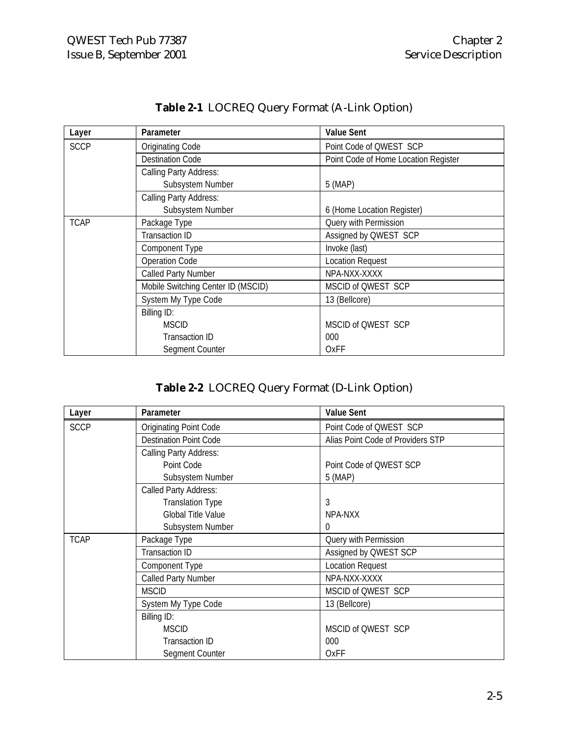**Table 2-1** LOCREQ Query Format (A-Link Option)

| Layer | Parameter | Value Sent |
|---|---|---|
| SCCP | Originating Code | Point Code of QWEST SCP |
| | Destination Code | Point Code of Home Location Register |
| | Calling Party Address:<br>Subsystem Number | <br>5 (MAP) |
| | Calling Party Address:<br>Subsystem Number | <br>6 (Home Location Register) |
| TCAP | Package Type | Query with Permission |
| | Transaction ID | Assigned by QWEST SCP |
| | Component Type | Invoke (last) |
| | Operation Code | Location Request |
| | Called Party Number | NPA-NXX-XXXX |
| | Mobile Switching Center ID (MSCID) | MSCID of QWEST SCP |
| | System My Type Code | 13 (Bellcore) |
| | Billing ID:<br>MSCID<br>Transaction ID<br>Segment Counter | <br>MSCID of QWEST SCP<br>000<br>OxFF |

**Table 2-2** LOCREQ Query Format (D-Link Option)

| Layer | Parameter | Value Sent |
|---|---|---|
| SCCP | Originating Point Code | Point Code of QWEST SCP |
| | Destination Point Code | Alias Point Code of Providers STP |
| | Calling Party Address:<br>Point Code<br>Subsystem Number | <br>Point Code of QWEST SCP<br>5 (MAP) |
| | Called Party Address:<br>Translation Type<br>Global Title Value<br>Subsystem Number | <br>3<br>NPA-NXX<br>0 |
| TCAP | Package Type | Query with Permission |
| | Transaction ID | Assigned by QWEST SCP |
| | Component Type | Location Request |
| | Called Party Number | NPA-NXX-XXXX |
| | MSCID | MSCID of QWEST SCP |
| | System My Type Code | 13 (Bellcore) |
| | Billing ID:<br>MSCID<br>Transaction ID<br>Segment Counter | <br>MSCID of QWEST SCP<br>000<br>OxFF |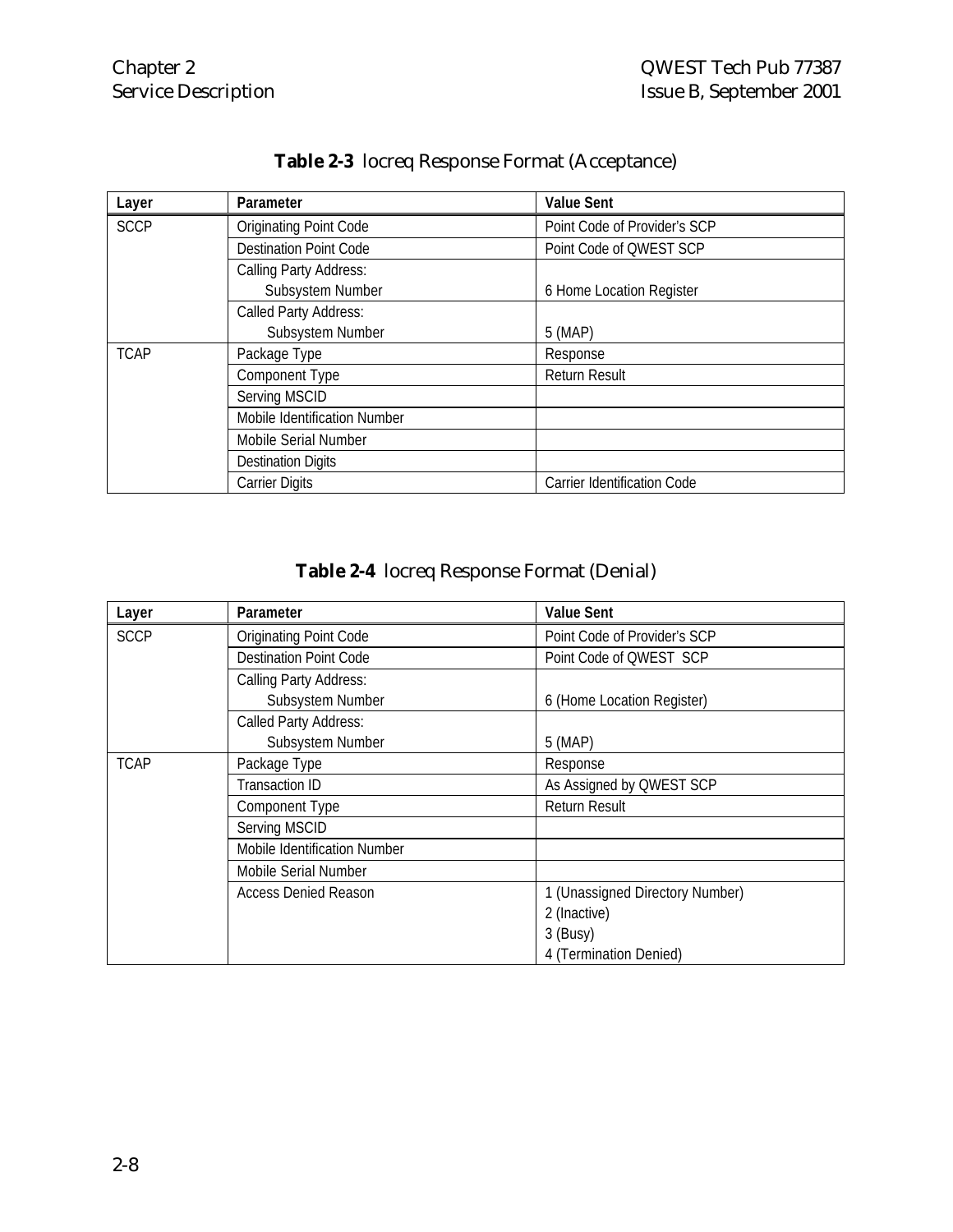**Table 2-3** locreq Response Format (Acceptance)

| Layer | Parameter | Value Sent |
|---|---|---|
| SCCP | Originating Point Code | Point Code of Provider's SCP |
| | Destination Point Code | Point Code of QWEST SCP |
| | Calling Party Address:<br>Subsystem Number | <br>6 Home Location Register |
| | Called Party Address:<br>Subsystem Number | <br>5 (MAP) |
| TCAP | Package Type | Response |
| | Component Type | Return Result |
| | Serving MSCID | |
| | Mobile Identification Number | |
| | Mobile Serial Number | |
| | Destination Digits | |
| | Carrier Digits | Carrier Identification Code |

**Table 2-4** locreq Response Format (Denial)

| Layer | Parameter | Value Sent |
|---|---|---|
| SCCP | Originating Point Code | Point Code of Provider's SCP |
| | Destination Point Code | Point Code of QWEST SCP |
| | Calling Party Address:<br>Subsystem Number | <br>6 (Home Location Register) |
| | Called Party Address:<br>Subsystem Number | <br>5 (MAP) |
| TCAP | Package Type | Response |
| | Transaction ID | As Assigned by QWEST SCP |
| | Component Type | Return Result |
| | Serving MSCID | |
| | Mobile Identification Number | |
| | Mobile Serial Number | |
| | Access Denied Reason | 1 (Unassigned Directory Number)<br>2 (Inactive)<br>3 (Busy)<br>4 (Termination Denied) |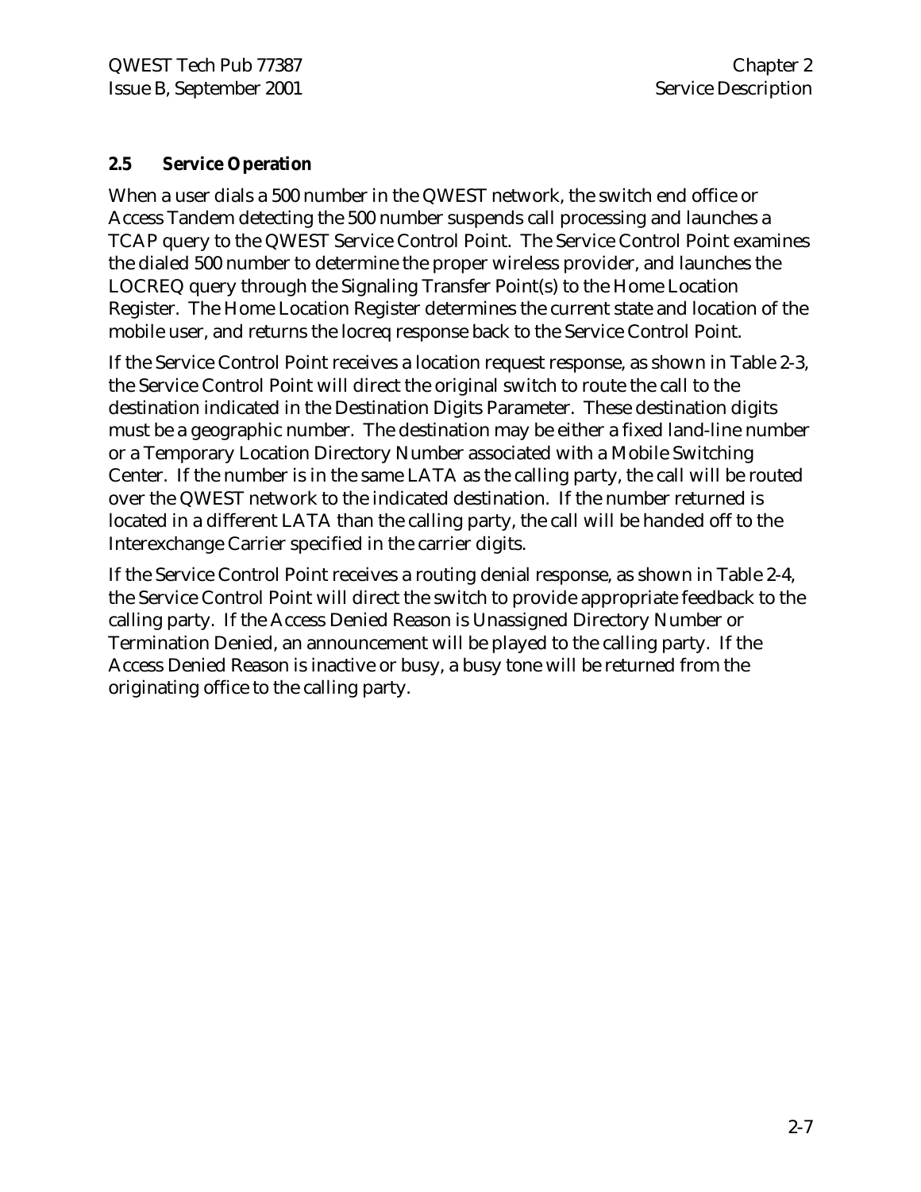## 2.5 Service Operation

When a user dials a 500 number in the QWEST network, the switch end office or Access Tandem detecting the 500 number suspends call processing and launches a TCAP query to the QWEST Service Control Point. The Service Control Point examines the dialed 500 number to determine the proper wireless provider, and launches the LOCREQ query through the Signaling Transfer Point(s) to the Home Location Register. The Home Location Register determines the current state and location of the mobile user, and returns the locreq response back to the Service Control Point.

If the Service Control Point receives a location request response, as shown in Table 2-3, the Service Control Point will direct the original switch to route the call to the destination indicated in the Destination Digits Parameter. These destination digits must be a geographic number. The destination may be either a fixed land-line number or a Temporary Location Directory Number associated with a Mobile Switching Center. If the number is in the same LATA as the calling party, the call will be routed over the QWEST network to the indicated destination. If the number returned is located in a different LATA than the calling party, the call will be handed off to the Interexchange Carrier specified in the carrier digits.

If the Service Control Point receives a routing denial response, as shown in Table 2-4, the Service Control Point will direct the switch to provide appropriate feedback to the calling party. If the Access Denied Reason is Unassigned Directory Number or Termination Denied, an announcement will be played to the calling party. If the Access Denied Reason is inactive or busy, a busy tone will be returned from the originating office to the calling party.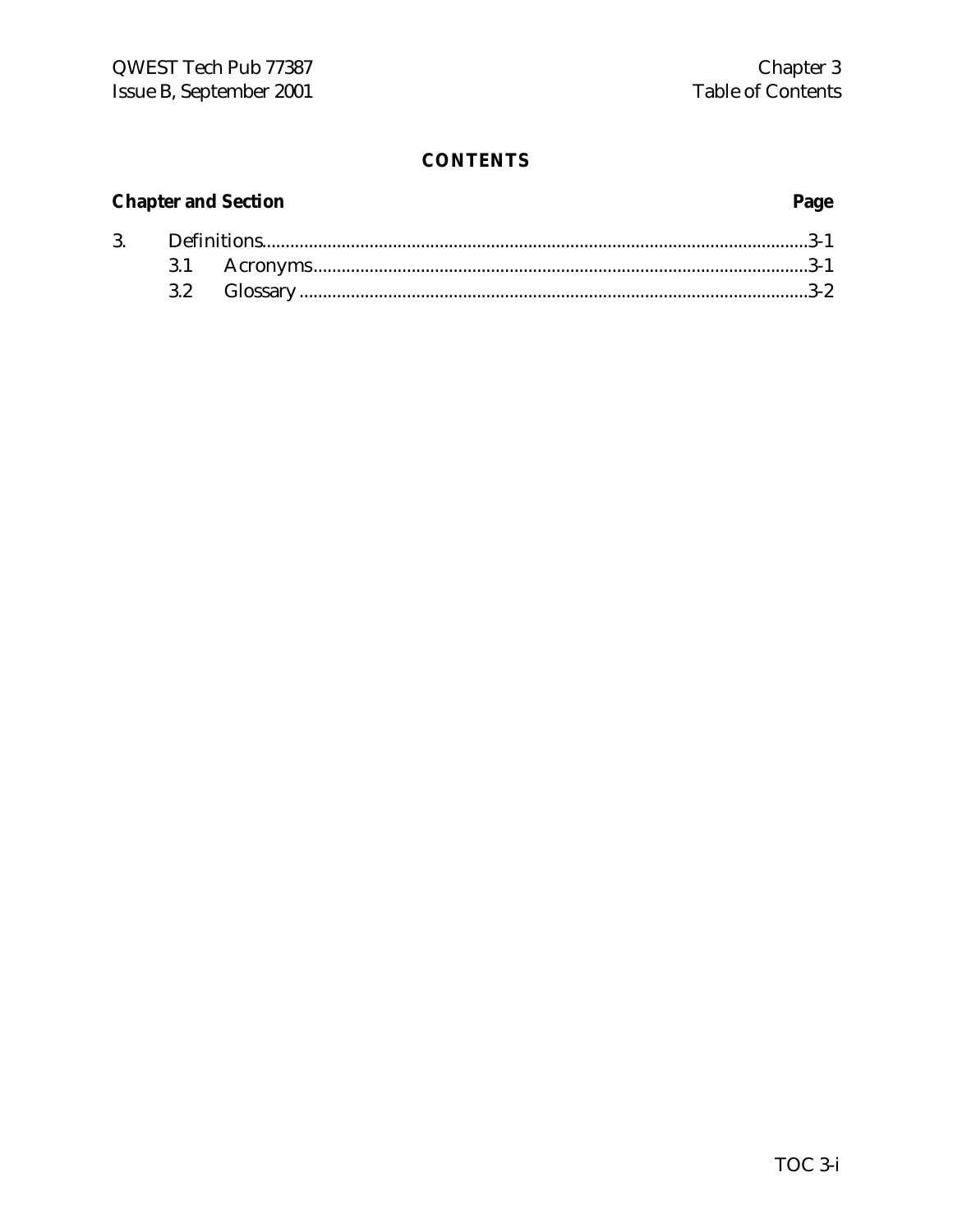# CONTENTS

| Chapter and Section | | Page |
|---|---|---|
| 3. | Definitions | 3-1 |
| | 3.1 Acronyms | 3-1 |
| | 3.2 Glossary | 3-2 |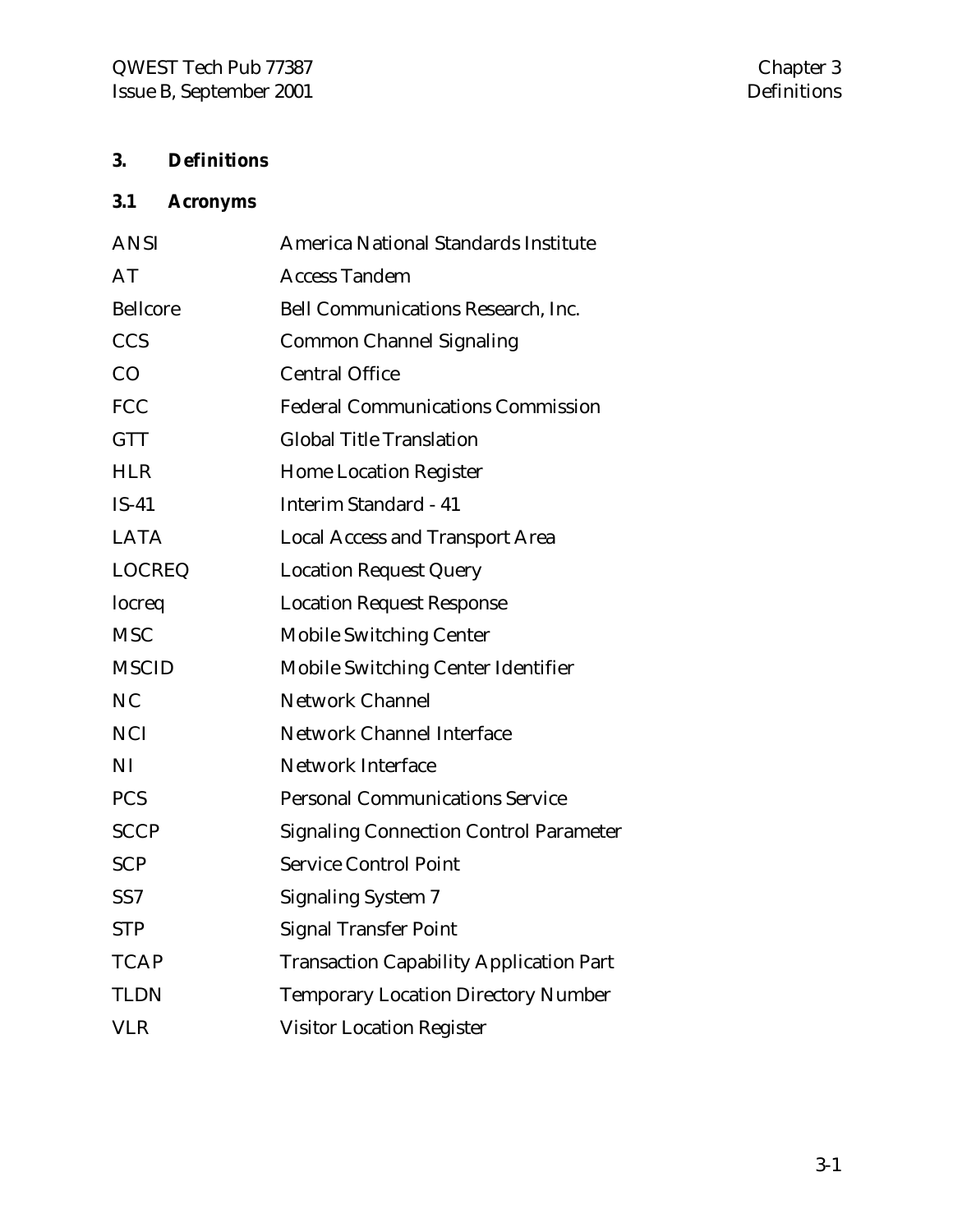# 3. Definitions

## 3.1 Acronyms

| | |
|---|---|
| ANSI | America National Standards Institute |
| AT | Access Tandem |
| Bellcore | Bell Communications Research, Inc. |
| CCS | Common Channel Signaling |
| CO | Central Office |
| FCC | Federal Communications Commission |
| GTT | Global Title Translation |
| HLR | Home Location Register |
| IS-41 | Interim Standard - 41 |
| LATA | Local Access and Transport Area |
| LOCREQ | Location Request Query |
| locreq | Location Request Response |
| MSC | Mobile Switching Center |
| MSCID | Mobile Switching Center Identifier |
| NC | Network Channel |
| NCI | Network Channel Interface |
| NI | Network Interface |
| PCS | Personal Communications Service |
| SCCP | Signaling Connection Control Parameter |
| SCP | Service Control Point |
| SS7 | Signaling System 7 |
| STP | Signal Transfer Point |
| TCAP | Transaction Capability Application Part |
| TLDN | Temporary Location Directory Number |
| VLR | Visitor Location Register |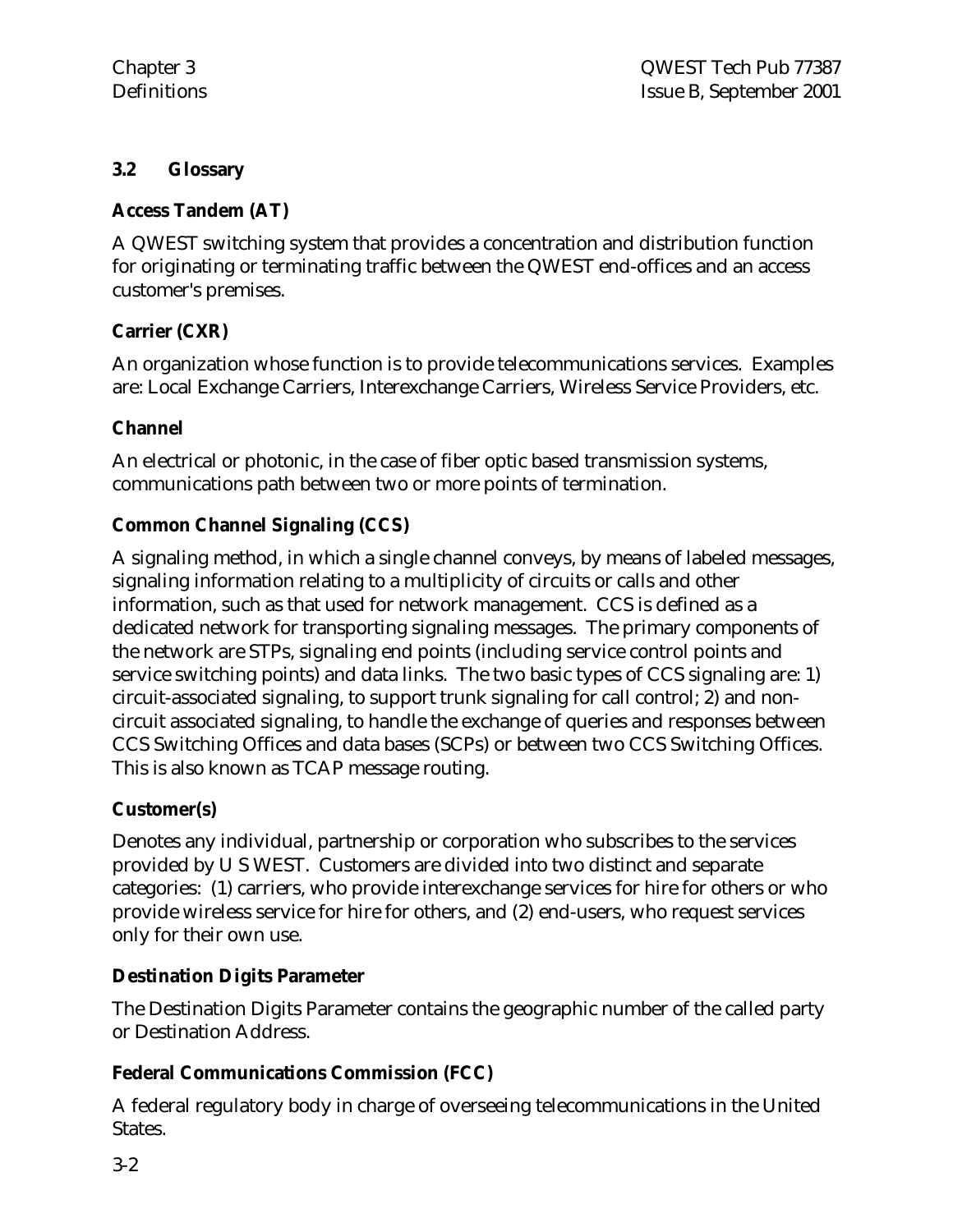## 3.2 Glossary

**Access Tandem (AT)**

A QWEST switching system that provides a concentration and distribution function for originating or terminating traffic between the QWEST end-offices and an access customer's premises.

**Carrier (CXR)**

An organization whose function is to provide telecommunications services. Examples are: Local Exchange Carriers, Interexchange Carriers, Wireless Service Providers, etc.

**Channel**

An electrical or photonic, in the case of fiber optic based transmission systems, communications path between two or more points of termination.

**Common Channel Signaling (CCS)**

A signaling method, in which a single channel conveys, by means of labeled messages, signaling information relating to a multiplicity of circuits or calls and other information, such as that used for network management. CCS is defined as a dedicated network for transporting signaling messages. The primary components of the network are STPs, signaling end points (including service control points and service switching points) and data links. The two basic types of CCS signaling are: 1) circuit-associated signaling, to support trunk signaling for call control; 2) and non-circuit associated signaling, to handle the exchange of queries and responses between CCS Switching Offices and data bases (SCPs) or between two CCS Switching Offices. This is also known as TCAP message routing.

**Customer(s)**

Denotes any individual, partnership or corporation who subscribes to the services provided by U S WEST. Customers are divided into two distinct and separate categories: (1) carriers, who provide interexchange services for hire for others or who provide wireless service for hire for others, and (2) end-users, who request services only for their own use.

**Destination Digits Parameter**

The Destination Digits Parameter contains the geographic number of the called party or Destination Address.

**Federal Communications Commission (FCC)**

A federal regulatory body in charge of overseeing telecommunications in the United States.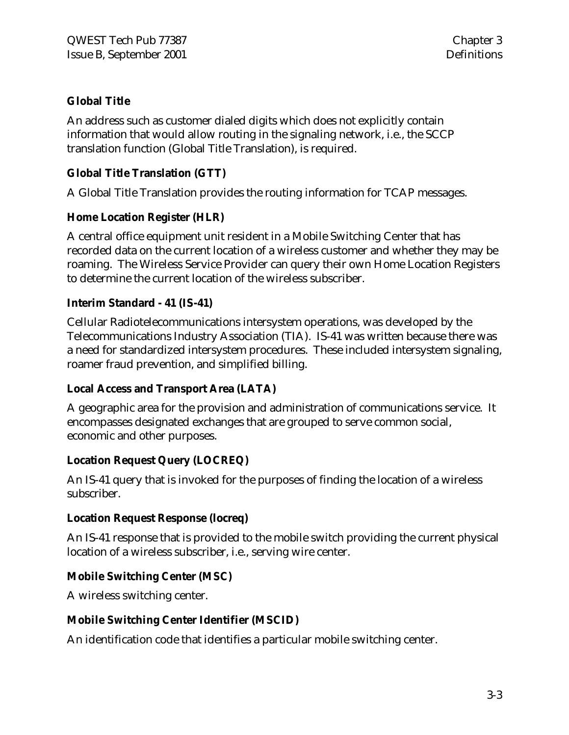**Global Title**

An address such as customer dialed digits which does not explicitly contain information that would allow routing in the signaling network, i.e., the SCCP translation function (Global Title Translation), is required.

**Global Title Translation (GTT)**

A Global Title Translation provides the routing information for TCAP messages.

**Home Location Register (HLR)**

A central office equipment unit resident in a Mobile Switching Center that has recorded data on the current location of a wireless customer and whether they may be roaming. The Wireless Service Provider can query their own Home Location Registers to determine the current location of the wireless subscriber.

**Interim Standard - 41 (IS-41)**

Cellular Radiotelecommunications intersystem operations, was developed by the Telecommunications Industry Association (TIA). IS-41 was written because there was a need for standardized intersystem procedures. These included intersystem signaling, roamer fraud prevention, and simplified billing.

**Local Access and Transport Area (LATA)**

A geographic area for the provision and administration of communications service. It encompasses designated exchanges that are grouped to serve common social, economic and other purposes.

**Location Request Query (LOCREQ)**

An IS-41 query that is invoked for the purposes of finding the location of a wireless subscriber.

**Location Request Response (locreq)**

An IS-41 response that is provided to the mobile switch providing the current physical location of a wireless subscriber, i.e., serving wire center.

**Mobile Switching Center (MSC)**

A wireless switching center.

**Mobile Switching Center Identifier (MSCID)**

An identification code that identifies a particular mobile switching center.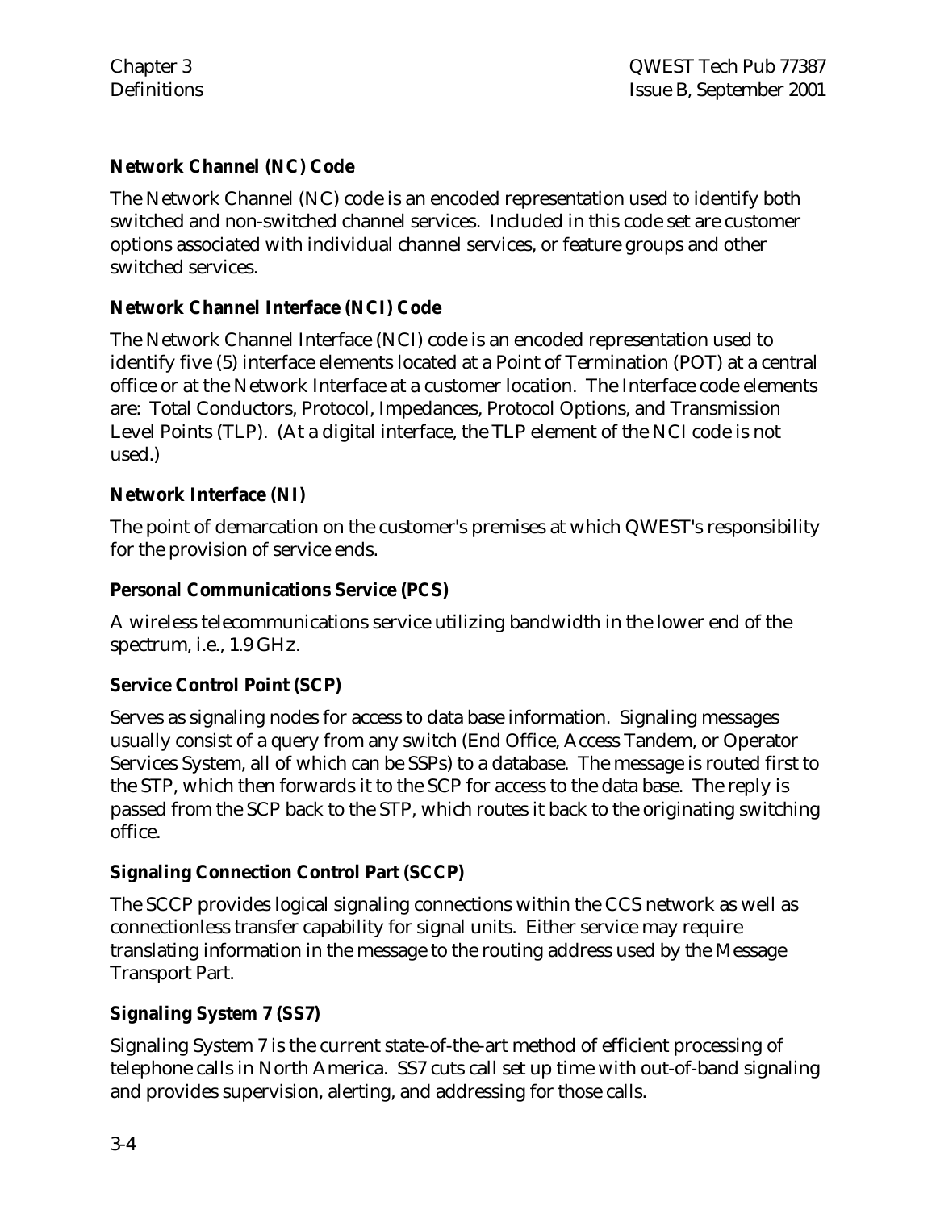**Network Channel (NC) Code**

The Network Channel (NC) code is an encoded representation used to identify both switched and non-switched channel services. Included in this code set are customer options associated with individual channel services, or feature groups and other switched services.

**Network Channel Interface (NCI) Code**

The Network Channel Interface (NCI) code is an encoded representation used to identify five (5) interface elements located at a Point of Termination (POT) at a central office or at the Network Interface at a customer location. The Interface code elements are: Total Conductors, Protocol, Impedances, Protocol Options, and Transmission Level Points (TLP). (At a digital interface, the TLP element of the NCI code is not used.)

**Network Interface (NI)**

The point of demarcation on the customer's premises at which QWEST's responsibility for the provision of service ends.

**Personal Communications Service (PCS)**

A wireless telecommunications service utilizing bandwidth in the lower end of the spectrum, i.e., 1.9 GHz.

**Service Control Point (SCP)**

Serves as signaling nodes for access to data base information. Signaling messages usually consist of a query from any switch (End Office, Access Tandem, or Operator Services System, all of which can be SSPs) to a database. The message is routed first to the STP, which then forwards it to the SCP for access to the data base. The reply is passed from the SCP back to the STP, which routes it back to the originating switching office.

**Signaling Connection Control Part (SCCP)**

The SCCP provides logical signaling connections within the CCS network as well as connectionless transfer capability for signal units. Either service may require translating information in the message to the routing address used by the Message Transport Part.

**Signaling System 7 (SS7)**

Signaling System 7 is the current state-of-the-art method of efficient processing of telephone calls in North America. SS7 cuts call set up time with out-of-band signaling and provides supervision, alerting, and addressing for those calls.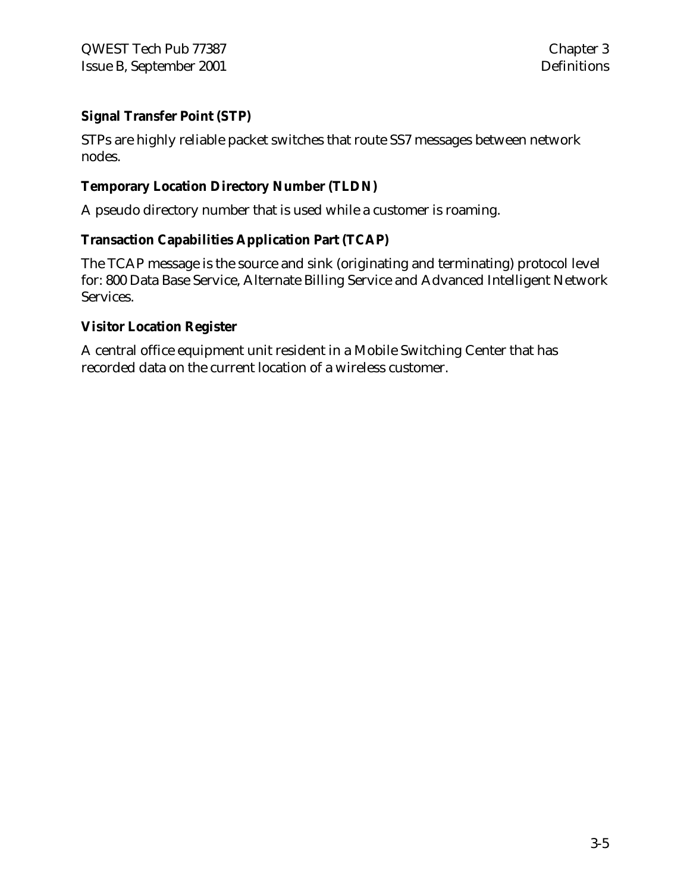**Signal Transfer Point (STP)**

STPs are highly reliable packet switches that route SS7 messages between network nodes.

**Temporary Location Directory Number (TLDN)**

A pseudo directory number that is used while a customer is roaming.

**Transaction Capabilities Application Part (TCAP)**

The TCAP message is the source and sink (originating and terminating) protocol level for: 800 Data Base Service, Alternate Billing Service and Advanced Intelligent Network Services.

**Visitor Location Register**

A central office equipment unit resident in a Mobile Switching Center that has recorded data on the current location of a wireless customer.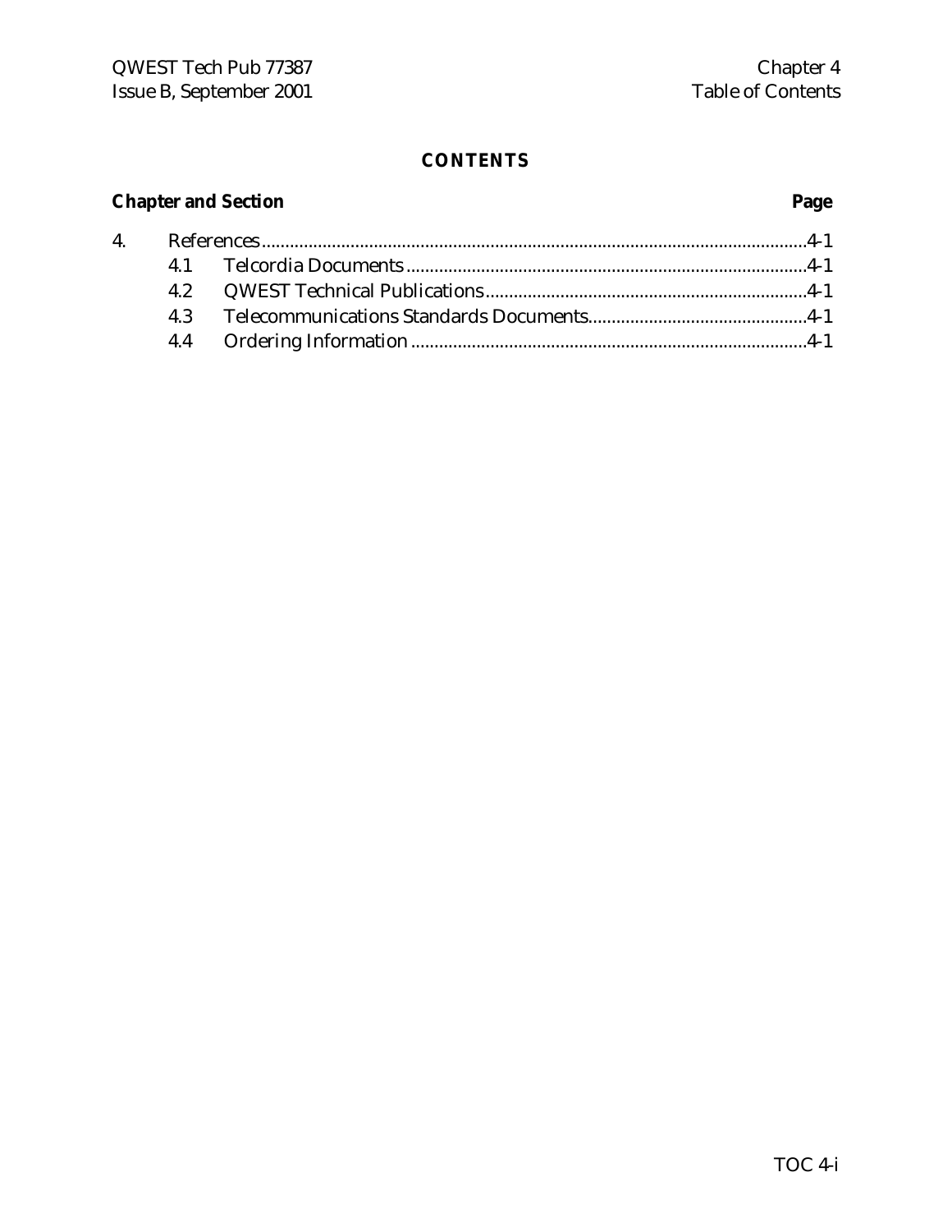# CONTENTS

**Chapter and Section** **Page**

4. References ............................................................ 4-1
   - 4.1 Telcordia Documents ............................................. 4-1
   - 4.2 QWEST Technical Publications .................................... 4-1
   - 4.3 Telecommunications Standards Documents ........................... 4-1
   - 4.4 Ordering Information ............................................ 4-1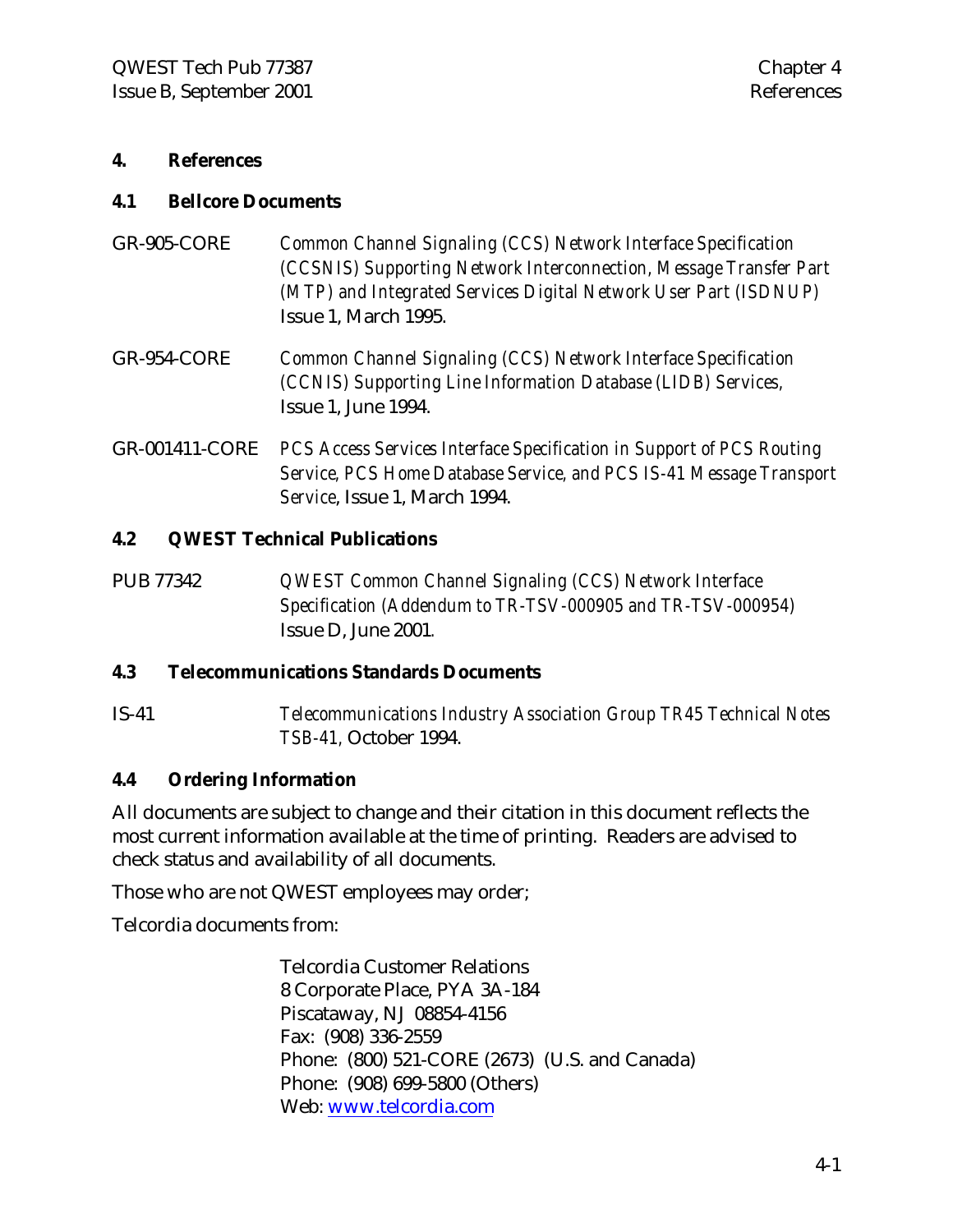# 4. References

## 4.1 Bellcore Documents

GR-905-CORE — *Common Channel Signaling (CCS) Network Interface Specification (CCSNIS) Supporting Network Interconnection, Message Transfer Part (MTP) and Integrated Services Digital Network User Part (ISDNUP)* Issue 1, March 1995.

GR-954-CORE — *Common Channel Signaling (CCS) Network Interface Specification (CCNIS) Supporting Line Information Database (LIDB) Services,* Issue 1, June 1994.

GR-001411-CORE — *PCS Access Services Interface Specification in Support of PCS Routing Service, PCS Home Database Service, and PCS IS-41 Message Transport Service*, Issue 1, March 1994.

## 4.2 QWEST Technical Publications

PUB 77342 — *QWEST Common Channel Signaling (CCS) Network Interface Specification (Addendum to TR-TSV-000905 and TR-TSV-000954)* Issue D, June 2001.

## 4.3 Telecommunications Standards Documents

IS-41 — *Telecommunications Industry Association Group TR45 Technical Notes TSB-41,* October 1994.

## 4.4 Ordering Information

All documents are subject to change and their citation in this document reflects the most current information available at the time of printing. Readers are advised to check status and availability of all documents.

Those who are not QWEST employees may order;

Telcordia documents from:

Telcordia Customer Relations
8 Corporate Place, PYA 3A-184
Piscataway, NJ 08854-4156
Fax: (908) 336-2559
Phone: (800) 521-CORE (2673) (U.S. and Canada)
Phone: (908) 699-5800 (Others)
Web: [www.telcordia.com](http://www.telcordia.com)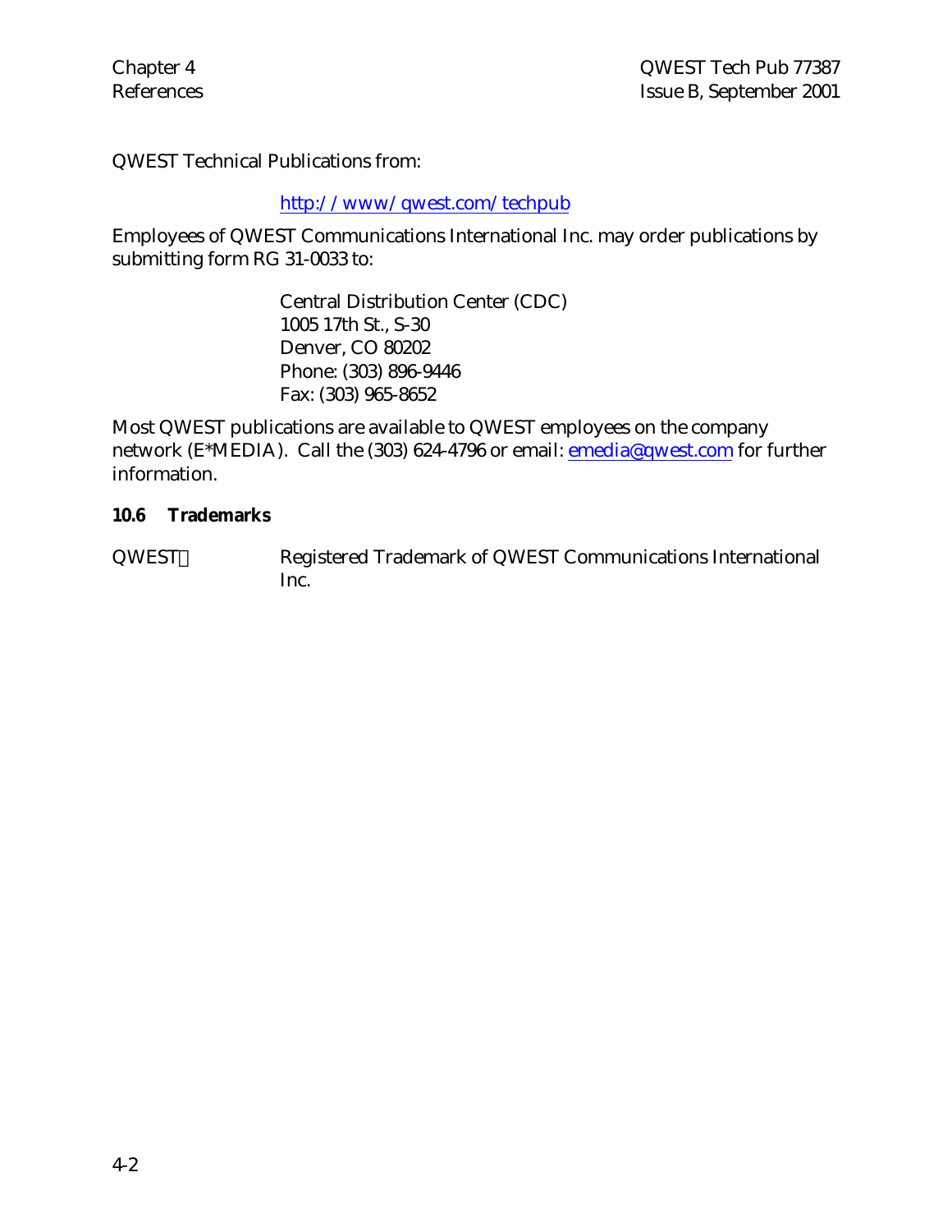QWEST Technical Publications from:

http://www/qwest.com/techpub

Employees of QWEST Communications International Inc. may order publications by submitting form RG 31-0033 to:

Central Distribution Center (CDC)
1005 17th St., S-30
Denver, CO 80202
Phone: (303) 896-9446
Fax: (303) 965-8652

Most QWEST publications are available to QWEST employees on the company network (E*MEDIA). Call the (303) 624-4796 or email: emedia@qwest.com for further information.

**10.6 Trademarks**

| | |
|---|---|
| QWEST® | Registered Trademark of QWEST Communications International Inc. |